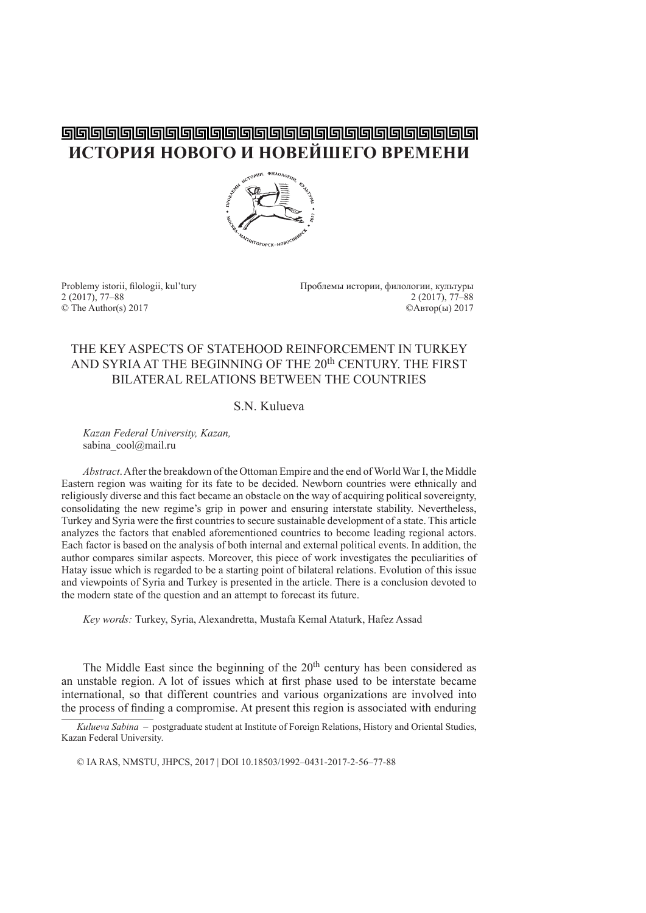# ИСТОРИЯ НОВОГО И НОВЕЙШЕГО ВРЕМЕНИ

Problemy istorii, filologii, kul'tury
2 (2017), 77–88
© The Author(s) 2017

Проблемы истории, филологии, культуры
2 (2017), 77–88
©Автор(ы) 2017

## THE KEY ASPECTS OF STATEHOOD REINFORCEMENT IN TURKEY AND SYRIA AT THE BEGINNING OF THE 20th CENTURY. THE FIRST BILATERAL RELATIONS BETWEEN THE COUNTRIES

S.N. Kulueva

*Kazan Federal University, Kazan,*
sabina_cool@mail.ru

*Abstract.* After the breakdown of the Ottoman Empire and the end of World War I, the Middle Eastern region was waiting for its fate to be decided. Newborn countries were ethnically and religiously diverse and this fact became an obstacle on the way of acquiring political sovereignty, consolidating the new regime's grip in power and ensuring interstate stability. Nevertheless, Turkey and Syria were the first countries to secure sustainable development of a state. This article analyzes the factors that enabled aforementioned countries to become leading regional actors. Each factor is based on the analysis of both internal and external political events. In addition, the author compares similar aspects. Moreover, this piece of work investigates the peculiarities of Hatay issue which is regarded to be a starting point of bilateral relations. Evolution of this issue and viewpoints of Syria and Turkey is presented in the article. There is a conclusion devoted to the modern state of the question and an attempt to forecast its future.

*Key words:* Turkey, Syria, Alexandretta, Mustafa Kemal Ataturk, Hafez Assad

The Middle East since the beginning of the 20th century has been considered as an unstable region. A lot of issues which at first phase used to be interstate became international, so that different countries and various organizations are involved into the process of finding a compromise. At present this region is associated with enduring

*Kulueva Sabina* – postgraduate student at Institute of Foreign Relations, History and Oriental Studies, Kazan Federal University.

© IA RAS, NMSTU, JHPCS, 2017 | DOI 10.18503/1992–0431-2017-2-56–77-88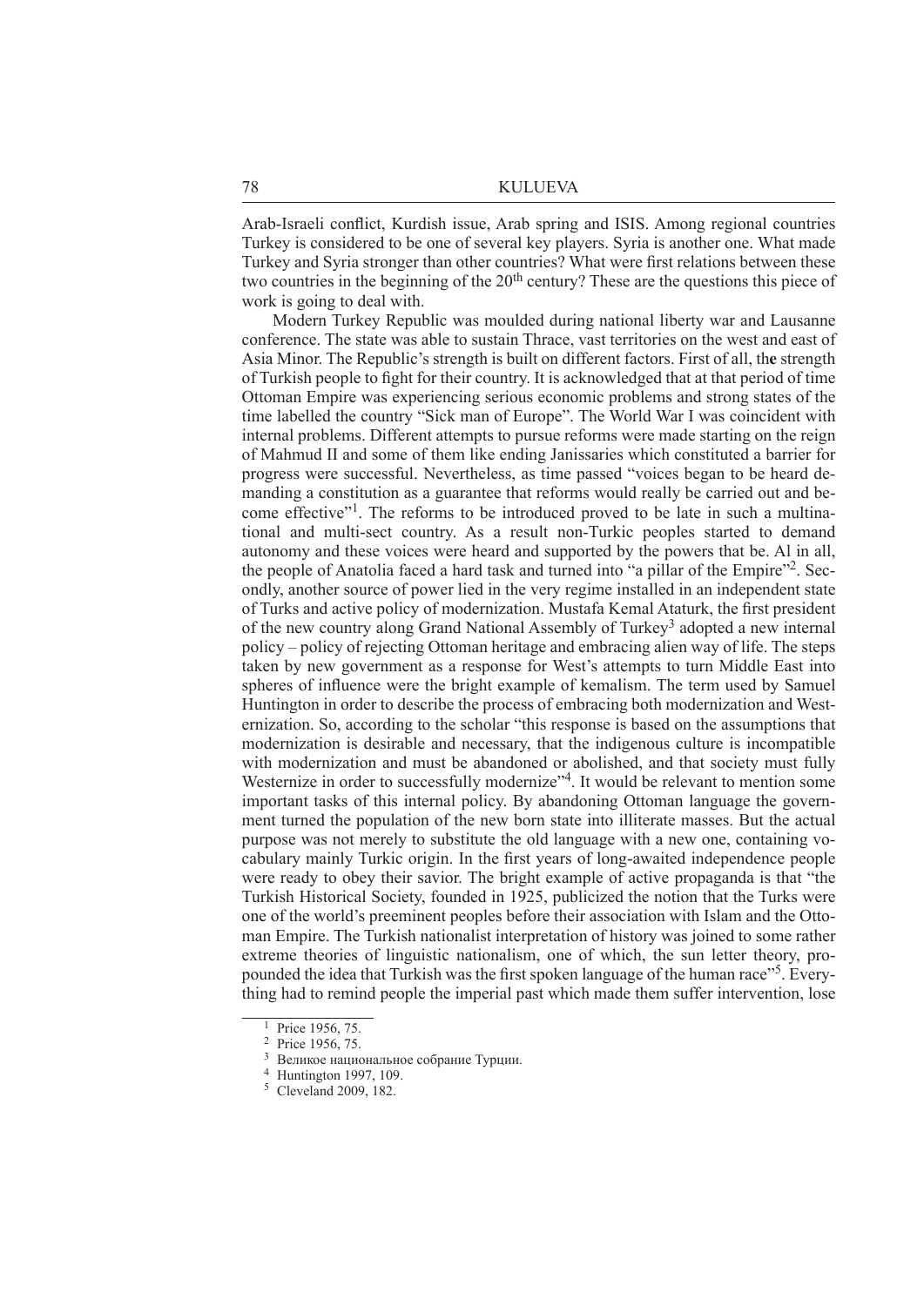Arab-Israeli conflict, Kurdish issue, Arab spring and ISIS. Among regional countries Turkey is considered to be one of several key players. Syria is another one. What made Turkey and Syria stronger than other countries? What were first relations between these two countries in the beginning of the 20th century? These are the questions this piece of work is going to deal with.

Modern Turkey Republic was moulded during national liberty war and Lausanne conference. The state was able to sustain Thrace, vast territories on the west and east of Asia Minor. The Republic's strength is built on different factors. First of all, the strength of Turkish people to fight for their country. It is acknowledged that at that period of time Ottoman Empire was experiencing serious economic problems and strong states of the time labelled the country "Sick man of Europe". The World War I was coincident with internal problems. Different attempts to pursue reforms were made starting on the reign of Mahmud II and some of them like ending Janissaries which constituted a barrier for progress were successful. Nevertheless, as time passed "voices began to be heard demanding a constitution as a guarantee that reforms would really be carried out and become effective"[1]. The reforms to be introduced proved to be late in such a multinational and multi-sect country. As a result non-Turkic peoples started to demand autonomy and these voices were heard and supported by the powers that be. Al in all, the people of Anatolia faced a hard task and turned into "a pillar of the Empire"[2]. Secondly, another source of power lied in the very regime installed in an independent state of Turks and active policy of modernization. Mustafa Kemal Ataturk, the first president of the new country along Grand National Assembly of Turkey[3] adopted a new internal policy – policy of rejecting Ottoman heritage and embracing alien way of life. The steps taken by new government as a response for West's attempts to turn Middle East into spheres of influence were the bright example of kemalism. The term used by Samuel Huntington in order to describe the process of embracing both modernization and Westernization. So, according to the scholar "this response is based on the assumptions that modernization is desirable and necessary, that the indigenous culture is incompatible with modernization and must be abandoned or abolished, and that society must fully Westernize in order to successfully modernize"[4]. It would be relevant to mention some important tasks of this internal policy. By abandoning Ottoman language the government turned the population of the new born state into illiterate masses. But the actual purpose was not merely to substitute the old language with a new one, containing vocabulary mainly Turkic origin. In the first years of long-awaited independence people were ready to obey their savior. The bright example of active propaganda is that "the Turkish Historical Society, founded in 1925, publicized the notion that the Turks were one of the world's preeminent peoples before their association with Islam and the Ottoman Empire. The Turkish nationalist interpretation of history was joined to some rather extreme theories of linguistic nationalism, one of which, the sun letter theory, propounded the idea that Turkish was the first spoken language of the human race"[5]. Everything had to remind people the imperial past which made them suffer intervention, lose

[1] Price 1956, 75.

[2] Price 1956, 75.

[3] Великое национальное собрание Турции.

[4] Huntington 1997, 109.

[5] Cleveland 2009, 182.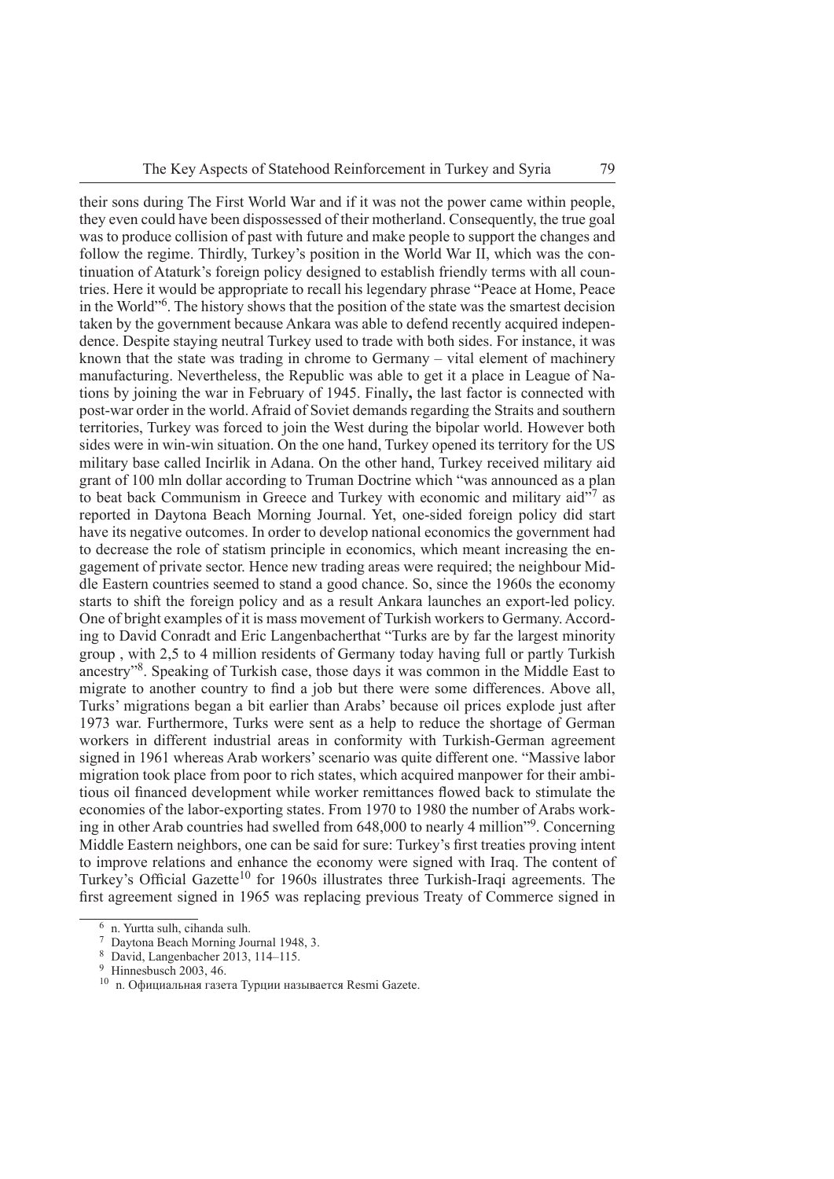their sons during The First World War and if it was not the power came within people, they even could have been dispossessed of their motherland. Consequently, the true goal was to produce collision of past with future and make people to support the changes and follow the regime. Thirdly, Turkey's position in the World War II, which was the continuation of Ataturk's foreign policy designed to establish friendly terms with all countries. Here it would be appropriate to recall his legendary phrase "Peace at Home, Peace in the World"[6]. The history shows that the position of the state was the smartest decision taken by the government because Ankara was able to defend recently acquired independence. Despite staying neutral Turkey used to trade with both sides. For instance, it was known that the state was trading in chrome to Germany – vital element of machinery manufacturing. Nevertheless, the Republic was able to get it a place in League of Nations by joining the war in February of 1945. Finally**,** the last factor is connected with post-war order in the world. Afraid of Soviet demands regarding the Straits and southern territories, Turkey was forced to join the West during the bipolar world. However both sides were in win-win situation. On the one hand, Turkey opened its territory for the US military base called Incirlik in Adana. On the other hand, Turkey received military aid grant of 100 mln dollar according to Truman Doctrine which "was announced as a plan to beat back Communism in Greece and Turkey with economic and military aid"[7] as reported in Daytona Beach Morning Journal. Yet, one-sided foreign policy did start have its negative outcomes. In order to develop national economics the government had to decrease the role of statism principle in economics, which meant increasing the engagement of private sector. Hence new trading areas were required; the neighbour Middle Eastern countries seemed to stand a good chance. So, since the 1960s the economy starts to shift the foreign policy and as a result Ankara launches an export-led policy. One of bright examples of it is mass movement of Turkish workers to Germany. According to David Conradt and Eric Langenbacherthat "Turks are by far the largest minority group , with 2,5 to 4 million residents of Germany today having full or partly Turkish ancestry"[8]. Speaking of Turkish case, those days it was common in the Middle East to migrate to another country to find a job but there were some differences. Above all, Turks' migrations began a bit earlier than Arabs' because oil prices explode just after 1973 war. Furthermore, Turks were sent as a help to reduce the shortage of German workers in different industrial areas in conformity with Turkish-German agreement signed in 1961 whereas Arab workers' scenario was quite different one. "Massive labor migration took place from poor to rich states, which acquired manpower for their ambitious oil financed development while worker remittances flowed back to stimulate the economies of the labor-exporting states. From 1970 to 1980 the number of Arabs working in other Arab countries had swelled from 648,000 to nearly 4 million"[9]. Concerning Middle Eastern neighbors, one can be said for sure: Turkey's first treaties proving intent to improve relations and enhance the economy were signed with Iraq. The content of Turkey's Official Gazette[10] for 1960s illustrates three Turkish-Iraqi agreements. The first agreement signed in 1965 was replacing previous Treaty of Commerce signed in

---

[6] n. Yurtta sulh, cihanda sulh.

[7] Daytona Beach Morning Journal 1948, 3.

[8] David, Langenbacher 2013, 114–115.

[9] Hinnesbusch 2003, 46.

[10] n. Официальная газета Турции называется Resmi Gazete.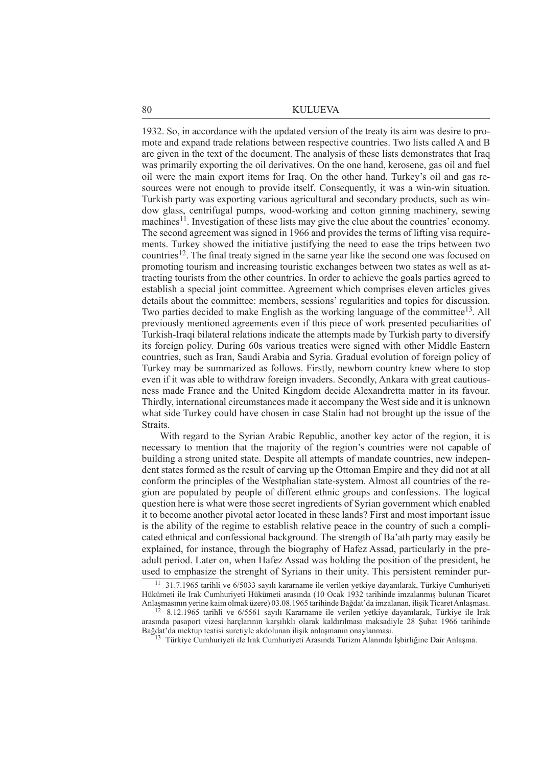1932. So, in accordance with the updated version of the treaty its aim was desire to promote and expand trade relations between respective countries. Two lists called A and B are given in the text of the document. The analysis of these lists demonstrates that Iraq was primarily exporting the oil derivatives. On the one hand, kerosene, gas oil and fuel oil were the main export items for Iraq. On the other hand, Turkey's oil and gas resources were not enough to provide itself. Consequently, it was a win-win situation. Turkish party was exporting various agricultural and secondary products, such as window glass, centrifugal pumps, wood-working and cotton ginning machinery, sewing machines[11]. Investigation of these lists may give the clue about the countries' economy. The second agreement was signed in 1966 and provides the terms of lifting visa requirements. Turkey showed the initiative justifying the need to ease the trips between two countries[12]. The final treaty signed in the same year like the second one was focused on promoting tourism and increasing touristic exchanges between two states as well as attracting tourists from the other countries. In order to achieve the goals parties agreed to establish a special joint committee. Agreement which comprises eleven articles gives details about the committee: members, sessions' regularities and topics for discussion. Two parties decided to make English as the working language of the committee[13]. All previously mentioned agreements even if this piece of work presented peculiarities of Turkish-Iraqi bilateral relations indicate the attempts made by Turkish party to diversify its foreign policy. During 60s various treaties were signed with other Middle Eastern countries, such as Iran, Saudi Arabia and Syria. Gradual evolution of foreign policy of Turkey may be summarized as follows. Firstly, newborn country knew where to stop even if it was able to withdraw foreign invaders. Secondly, Ankara with great cautiousness made France and the United Kingdom decide Alexandretta matter in its favour. Thirdly, international circumstances made it accompany the West side and it is unknown what side Turkey could have chosen in case Stalin had not brought up the issue of the Straits.

With regard to the Syrian Arabic Republic, another key actor of the region, it is necessary to mention that the majority of the region's countries were not capable of building a strong united state. Despite all attempts of mandate countries, new independent states formed as the result of carving up the Ottoman Empire and they did not at all conform the principles of the Westphalian state-system. Almost all countries of the region are populated by people of different ethnic groups and confessions. The logical question here is what were those secret ingredients of Syrian government which enabled it to become another pivotal actor located in these lands? First and most important issue is the ability of the regime to establish relative peace in the country of such a complicated ethnical and confessional background. The strength of Ba'ath party may easily be explained, for instance, through the biography of Hafez Assad, particularly in the pre-adult period. Later on, when Hafez Assad was holding the position of the president, he used to emphasize the strenght of Syrians in their unity. This persistent reminder pur-

---

[11] 31.7.1965 tarihli ve 6/5033 sayılı kararname ile verilen yetkiye dayanılarak, Türkiye Cumhuriyeti Hükümeti ile Irak Cumhuriyeti Hükümeti arasında (10 Ocak 1932 tarihinde imzalanmış bulunan Ticaret Anlaşmasının yerine kaim olmak üzere) 03.08.1965 tarihinde Bağdat'da imzalanan, ilişik Ticaret Anlaşması.

[12] 8.12.1965 tarihli ve 6/5561 sayılı Kararname ile verilen yetkiye dayanılarak, Türkiye ile Irak arasında pasaport vizesi harçlarının karşılıklı olarak kaldırılması maksadiyle 28 Şubat 1966 tarihinde Bağdat'da mektup teatisi suretiyle akdolunan ilişik anlaşmanın onaylanması.

[13] Türkiye Cumhuriyeti ile Irak Cumhuriyeti Arasında Turizm Alanında İşbirliğine Dair Anlaşma.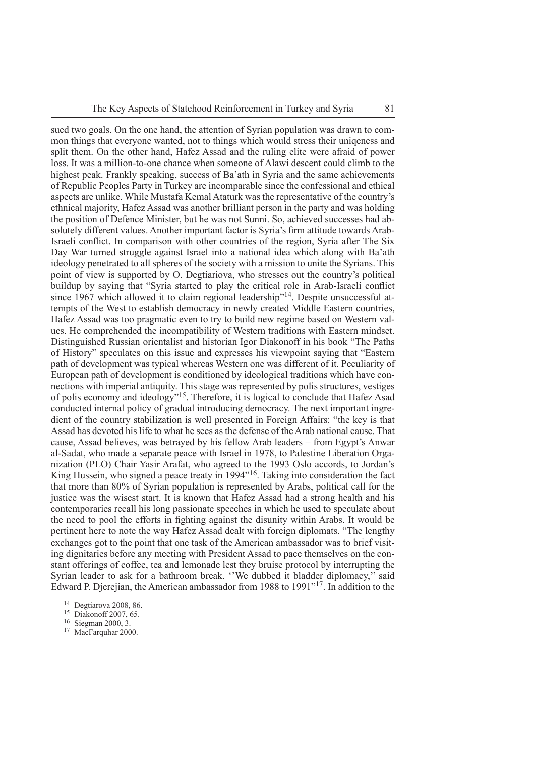sued two goals. On the one hand, the attention of Syrian population was drawn to common things that everyone wanted, not to things which would stress their uniqeness and split them. On the other hand, Hafez Assad and the ruling elite were afraid of power loss. It was a million-to-one chance when someone of Alawi descent could climb to the highest peak. Frankly speaking, success of Ba'ath in Syria and the same achievements of Republic Peoples Party in Turkey are incomparable since the confessional and ethical aspects are unlike. While Mustafa Kemal Ataturk was the representative of the country's ethnical majority, Hafez Assad was another brilliant person in the party and was holding the position of Defence Minister, but he was not Sunni. So, achieved successes had absolutely different values. Another important factor is Syria's firm attitude towards Arab-Israeli conflict. In comparison with other countries of the region, Syria after The Six Day War turned struggle against Israel into a national idea which along with Ba'ath ideology penetrated to all spheres of the society with a mission to unite the Syrians. This point of view is supported by O. Degtiariova, who stresses out the country's political buildup by saying that "Syria started to play the critical role in Arab-Israeli conflict since 1967 which allowed it to claim regional leadership"[14]. Despite unsuccessful attempts of the West to establish democracy in newly created Middle Eastern countries, Hafez Assad was too pragmatic even to try to build new regime based on Western values. He comprehended the incompatibility of Western traditions with Eastern mindset. Distinguished Russian orientalist and historian Igor Diakonoff in his book "The Paths of History" speculates on this issue and expresses his viewpoint saying that "Eastern path of development was typical whereas Western one was different of it. Peculiarity of European path of development is conditioned by ideological traditions which have connections with imperial antiquity. This stage was represented by polis structures, vestiges of polis economy and ideology"[15]. Therefore, it is logical to conclude that Hafez Asad conducted internal policy of gradual introducing democracy. The next important ingredient of the country stabilization is well presented in Foreign Affairs: "the key is that Assad has devoted his life to what he sees as the defense of the Arab national cause. That cause, Assad believes, was betrayed by his fellow Arab leaders – from Egypt's Anwar al-Sadat, who made a separate peace with Israel in 1978, to Palestine Liberation Organization (PLO) Chair Yasir Arafat, who agreed to the 1993 Oslo accords, to Jordan's King Hussein, who signed a peace treaty in 1994"[16]. Taking into consideration the fact that more than 80% of Syrian population is represented by Arabs, political call for the justice was the wisest start. It is known that Hafez Assad had a strong health and his contemporaries recall his long passionate speeches in which he used to speculate about the need to pool the efforts in fighting against the disunity within Arabs. It would be pertinent here to note the way Hafez Assad dealt with foreign diplomats. "The lengthy exchanges got to the point that one task of the American ambassador was to brief visiting dignitaries before any meeting with President Assad to pace themselves on the constant offerings of coffee, tea and lemonade lest they bruise protocol by interrupting the Syrian leader to ask for a bathroom break. ''We dubbed it bladder diplomacy,'' said Edward P. Djerejian, the American ambassador from 1988 to 1991"[17]. In addition to the

[14] Degtiarova 2008, 86.

[15] Diakonoff 2007, 65.

[16] Siegman 2000, 3.

[17] MacFarquhar 2000.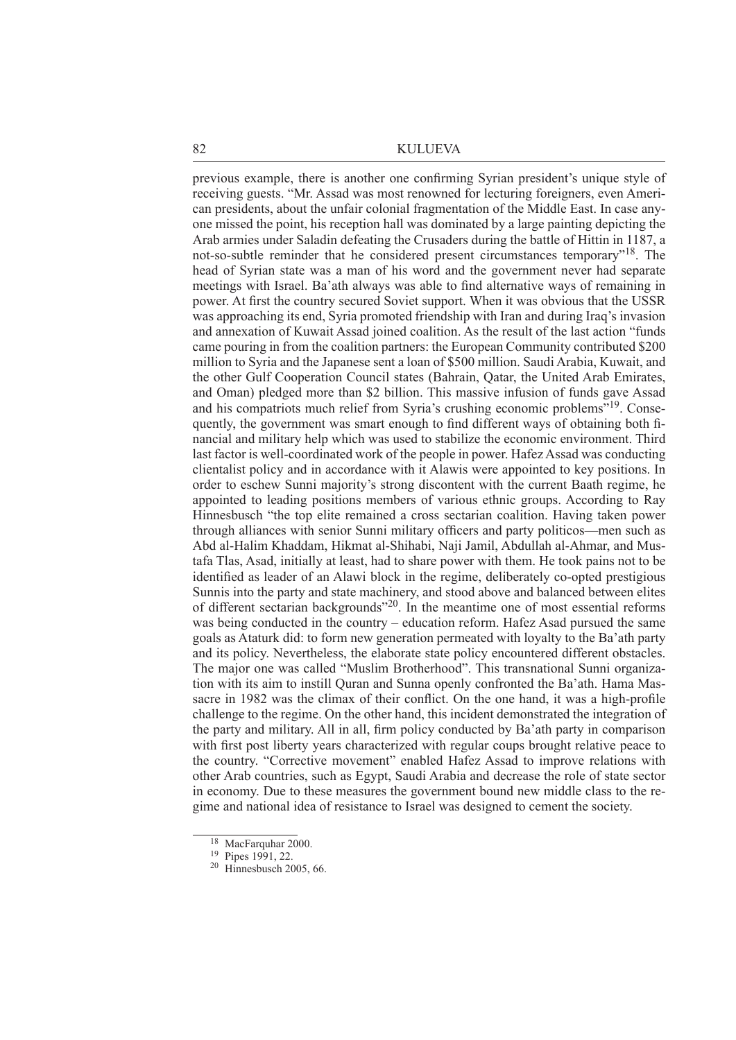previous example, there is another one confirming Syrian president's unique style of receiving guests. "Mr. Assad was most renowned for lecturing foreigners, even American presidents, about the unfair colonial fragmentation of the Middle East. In case anyone missed the point, his reception hall was dominated by a large painting depicting the Arab armies under Saladin defeating the Crusaders during the battle of Hittin in 1187, a not-so-subtle reminder that he considered present circumstances temporary"[18]. The head of Syrian state was a man of his word and the government never had separate meetings with Israel. Ba'ath always was able to find alternative ways of remaining in power. At first the country secured Soviet support. When it was obvious that the USSR was approaching its end, Syria promoted friendship with Iran and during Iraq's invasion and annexation of Kuwait Assad joined coalition. As the result of the last action "funds came pouring in from the coalition partners: the European Community contributed $200 million to Syria and the Japanese sent a loan of $500 million. Saudi Arabia, Kuwait, and the other Gulf Cooperation Council states (Bahrain, Qatar, the United Arab Emirates, and Oman) pledged more than $2 billion. This massive infusion of funds gave Assad and his compatriots much relief from Syria's crushing economic problems"[19]. Consequently, the government was smart enough to find different ways of obtaining both financial and military help which was used to stabilize the economic environment. Third last factor is well-coordinated work of the people in power. Hafez Assad was conducting clientalist policy and in accordance with it Alawis were appointed to key positions. In order to eschew Sunni majority's strong discontent with the current Baath regime, he appointed to leading positions members of various ethnic groups. According to Ray Hinnesbusch "the top elite remained a cross sectarian coalition. Having taken power through alliances with senior Sunni military officers and party politicos—men such as Abd al-Halim Khaddam, Hikmat al-Shihabi, Naji Jamil, Abdullah al-Ahmar, and Mustafa Tlas, Asad, initially at least, had to share power with them. He took pains not to be identified as leader of an Alawi block in the regime, deliberately co-opted prestigious Sunnis into the party and state machinery, and stood above and balanced between elites of different sectarian backgrounds"[20]. In the meantime one of most essential reforms was being conducted in the country – education reform. Hafez Asad pursued the same goals as Ataturk did: to form new generation permeated with loyalty to the Ba'ath party and its policy. Nevertheless, the elaborate state policy encountered different obstacles. The major one was called "Muslim Brotherhood". This transnational Sunni organization with its aim to instill Quran and Sunna openly confronted the Ba'ath. Hama Massacre in 1982 was the climax of their conflict. On the one hand, it was a high-profile challenge to the regime. On the other hand, this incident demonstrated the integration of the party and military. All in all, firm policy conducted by Ba'ath party in comparison with first post liberty years characterized with regular coups brought relative peace to the country. "Corrective movement" enabled Hafez Assad to improve relations with other Arab countries, such as Egypt, Saudi Arabia and decrease the role of state sector in economy. Due to these measures the government bound new middle class to the regime and national idea of resistance to Israel was designed to cement the society.

[18] MacFarquhar 2000.

[19] Pipes 1991, 22.

[20] Hinnesbusch 2005, 66.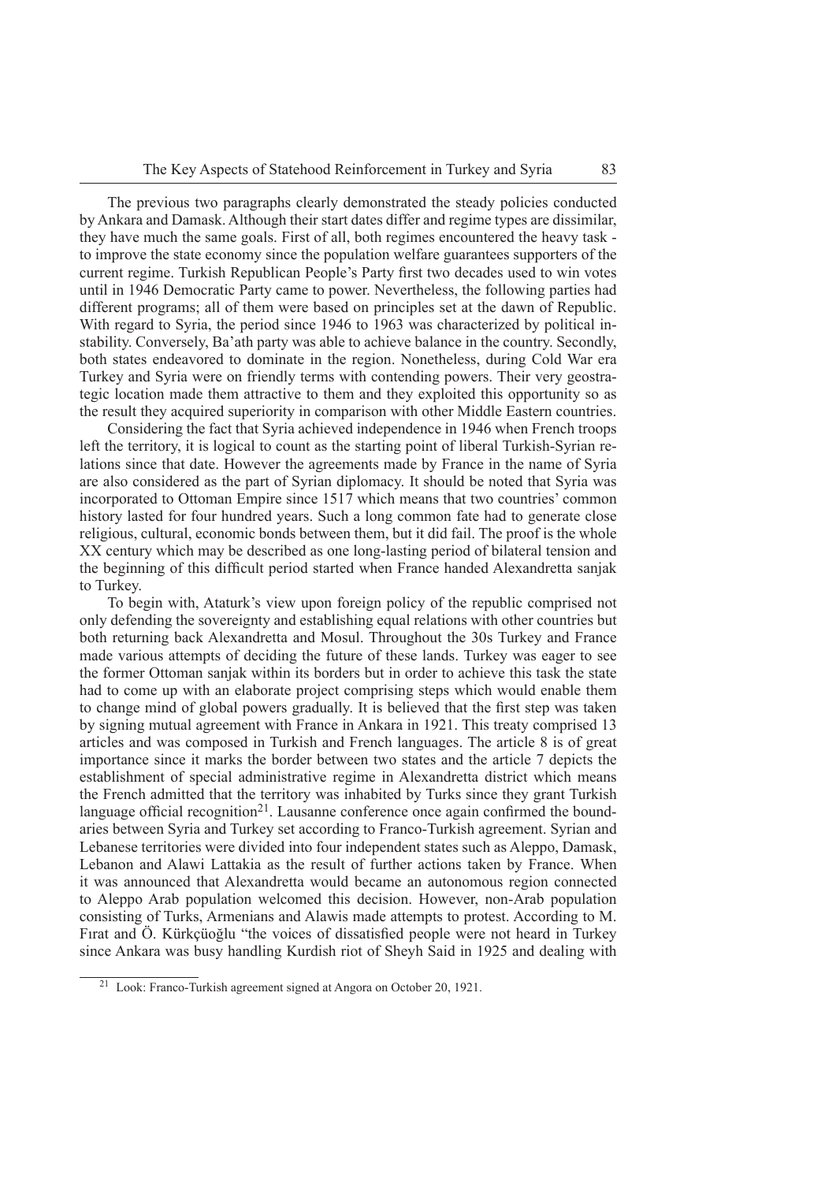The previous two paragraphs clearly demonstrated the steady policies conducted by Ankara and Damask. Although their start dates differ and regime types are dissimilar, they have much the same goals. First of all, both regimes encountered the heavy task - to improve the state economy since the population welfare guarantees supporters of the current regime. Turkish Republican People's Party first two decades used to win votes until in 1946 Democratic Party came to power. Nevertheless, the following parties had different programs; all of them were based on principles set at the dawn of Republic. With regard to Syria, the period since 1946 to 1963 was characterized by political instability. Conversely, Ba'ath party was able to achieve balance in the country. Secondly, both states endeavored to dominate in the region. Nonetheless, during Cold War era Turkey and Syria were on friendly terms with contending powers. Their very geostrategic location made them attractive to them and they exploited this opportunity so as the result they acquired superiority in comparison with other Middle Eastern countries.

Considering the fact that Syria achieved independence in 1946 when French troops left the territory, it is logical to count as the starting point of liberal Turkish-Syrian relations since that date. However the agreements made by France in the name of Syria are also considered as the part of Syrian diplomacy. It should be noted that Syria was incorporated to Ottoman Empire since 1517 which means that two countries' common history lasted for four hundred years. Such a long common fate had to generate close religious, cultural, economic bonds between them, but it did fail. The proof is the whole XX century which may be described as one long-lasting period of bilateral tension and the beginning of this difficult period started when France handed Alexandretta sanjak to Turkey.

To begin with, Ataturk's view upon foreign policy of the republic comprised not only defending the sovereignty and establishing equal relations with other countries but both returning back Alexandretta and Mosul. Throughout the 30s Turkey and France made various attempts of deciding the future of these lands. Turkey was eager to see the former Ottoman sanjak within its borders but in order to achieve this task the state had to come up with an elaborate project comprising steps which would enable them to change mind of global powers gradually. It is believed that the first step was taken by signing mutual agreement with France in Ankara in 1921. This treaty comprised 13 articles and was composed in Turkish and French languages. The article 8 is of great importance since it marks the border between two states and the article 7 depicts the establishment of special administrative regime in Alexandretta district which means the French admitted that the territory was inhabited by Turks since they grant Turkish language official recognition[21]. Lausanne conference once again confirmed the boundaries between Syria and Turkey set according to Franco-Turkish agreement. Syrian and Lebanese territories were divided into four independent states such as Aleppo, Damask, Lebanon and Alawi Lattakia as the result of further actions taken by France. When it was announced that Alexandretta would became an autonomous region connected to Aleppo Arab population welcomed this decision. However, non-Arab population consisting of Turks, Armenians and Alawis made attempts to protest. According to M. Fırat and Ö. Kürkçüoğlu "the voices of dissatisfied people were not heard in Turkey since Ankara was busy handling Kurdish riot of Sheyh Said in 1925 and dealing with

[21] Look: Franco-Turkish agreement signed at Angora on October 20, 1921.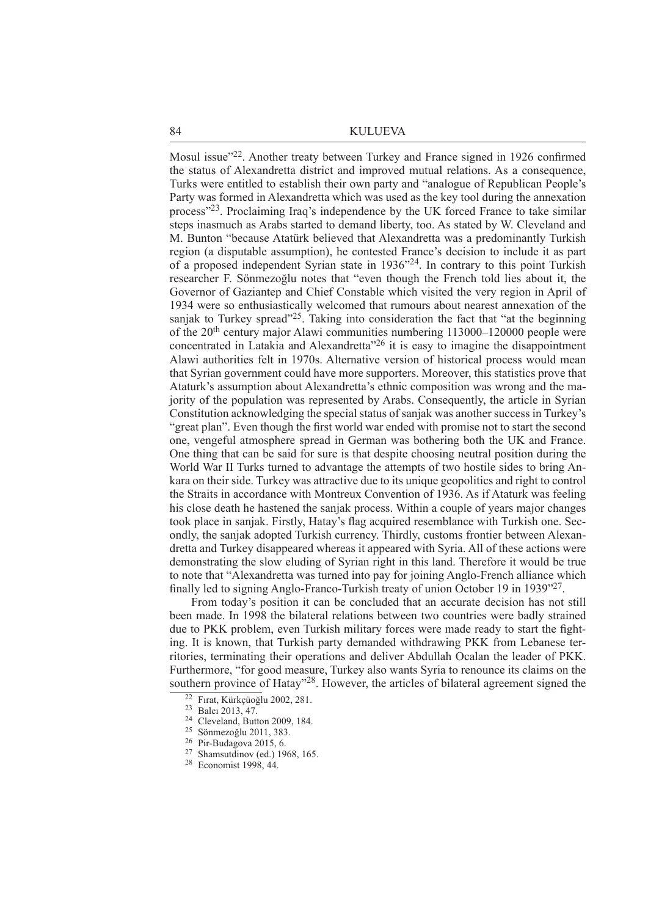Mosul issue"[22]. Another treaty between Turkey and France signed in 1926 confirmed the status of Alexandretta district and improved mutual relations. As a consequence, Turks were entitled to establish their own party and "analogue of Republican People's Party was formed in Alexandretta which was used as the key tool during the annexation process"[23]. Proclaiming Iraq's independence by the UK forced France to take similar steps inasmuch as Arabs started to demand liberty, too. As stated by W. Cleveland and M. Bunton "because Atatürk believed that Alexandretta was a predominantly Turkish region (a disputable assumption), he contested France's decision to include it as part of a proposed independent Syrian state in 1936"[24]. In contrary to this point Turkish researcher F. Sönmezoğlu notes that "even though the French told lies about it, the Governor of Gaziantep and Chief Constable which visited the very region in April of 1934 were so enthusiastically welcomed that rumours about nearest annexation of the sanjak to Turkey spread"[25]. Taking into consideration the fact that "at the beginning of the 20th century major Alawi communities numbering 113000–120000 people were concentrated in Latakia and Alexandretta"[26] it is easy to imagine the disappointment Alawi authorities felt in 1970s. Alternative version of historical process would mean that Syrian government could have more supporters. Moreover, this statistics prove that Ataturk's assumption about Alexandretta's ethnic composition was wrong and the majority of the population was represented by Arabs. Consequently, the article in Syrian Constitution acknowledging the special status of sanjak was another success in Turkey's "great plan". Even though the first world war ended with promise not to start the second one, vengeful atmosphere spread in German was bothering both the UK and France. One thing that can be said for sure is that despite choosing neutral position during the World War II Turks turned to advantage the attempts of two hostile sides to bring Ankara on their side. Turkey was attractive due to its unique geopolitics and right to control the Straits in accordance with Montreux Convention of 1936. As if Ataturk was feeling his close death he hastened the sanjak process. Within a couple of years major changes took place in sanjak. Firstly, Hatay's flag acquired resemblance with Turkish one. Secondly, the sanjak adopted Turkish currency. Thirdly, customs frontier between Alexandretta and Turkey disappeared whereas it appeared with Syria. All of these actions were demonstrating the slow eluding of Syrian right in this land. Therefore it would be true to note that "Alexandretta was turned into pay for joining Anglo-French alliance which finally led to signing Anglo-Franco-Turkish treaty of union October 19 in 1939"[27].

From today's position it can be concluded that an accurate decision has not still been made. In 1998 the bilateral relations between two countries were badly strained due to PKK problem, even Turkish military forces were made ready to start the fighting. It is known, that Turkish party demanded withdrawing PKK from Lebanese territories, terminating their operations and deliver Abdullah Ocalan the leader of PKK. Furthermore, "for good measure, Turkey also wants Syria to renounce its claims on the southern province of Hatay"[28]. However, the articles of bilateral agreement signed the

---

[22] Fırat, Kürkçüoğlu 2002, 281.
[23] Balcı 2013, 47.
[24] Cleveland, Button 2009, 184.
[25] Sönmezoğlu 2011, 383.
[26] Pir-Budagova 2015, 6.
[27] Shamsutdinov (ed.) 1968, 165.
[28] Economist 1998, 44.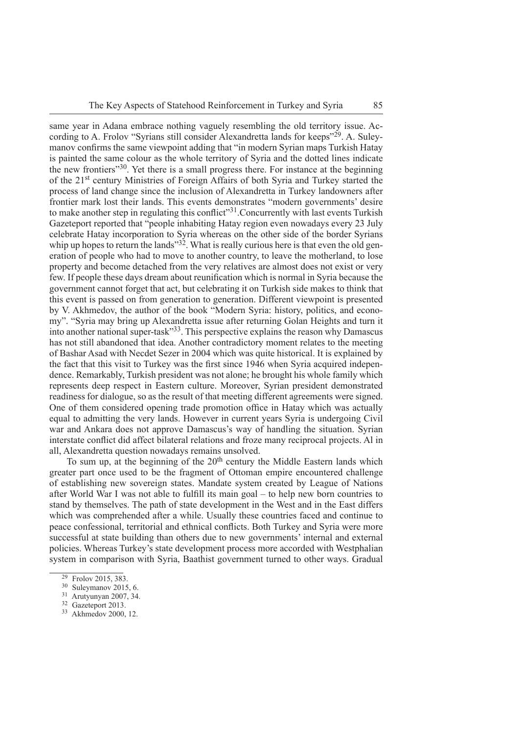same year in Adana embrace nothing vaguely resembling the old territory issue. According to A. Frolov "Syrians still consider Alexandretta lands for keeps"[29]. A. Suleymanov confirms the same viewpoint adding that "in modern Syrian maps Turkish Hatay is painted the same colour as the whole territory of Syria and the dotted lines indicate the new frontiers"[30]. Yet there is a small progress there. For instance at the beginning of the 21st century Ministries of Foreign Affairs of both Syria and Turkey started the process of land change since the inclusion of Alexandretta in Turkey landowners after frontier mark lost their lands. This events demonstrates "modern governments' desire to make another step in regulating this conflict"[31].Concurrently with last events Turkish Gazeteport reported that "people inhabiting Hatay region even nowadays every 23 July celebrate Hatay incorporation to Syria whereas on the other side of the border Syrians whip up hopes to return the lands"[32]. What is really curious here is that even the old generation of people who had to move to another country, to leave the motherland, to lose property and become detached from the very relatives are almost does not exist or very few. If people these days dream about reunification which is normal in Syria because the government cannot forget that act, but celebrating it on Turkish side makes to think that this event is passed on from generation to generation. Different viewpoint is presented by V. Akhmedov, the author of the book "Modern Syria: history, politics, and economy". "Syria may bring up Alexandretta issue after returning Golan Heights and turn it into another national super-task"[33]. This perspective explains the reason why Damascus has not still abandoned that idea. Another contradictory moment relates to the meeting of Bashar Asad with Necdet Sezer in 2004 which was quite historical. It is explained by the fact that this visit to Turkey was the first since 1946 when Syria acquired independence. Remarkably, Turkish president was not alone; he brought his whole family which represents deep respect in Eastern culture. Moreover, Syrian president demonstrated readiness for dialogue, so as the result of that meeting different agreements were signed. One of them considered opening trade promotion office in Hatay which was actually equal to admitting the very lands. However in current years Syria is undergoing Civil war and Ankara does not approve Damascus's way of handling the situation. Syrian interstate conflict did affect bilateral relations and froze many reciprocal projects. Al in all, Alexandretta question nowadays remains unsolved.

To sum up, at the beginning of the 20th century the Middle Eastern lands which greater part once used to be the fragment of Ottoman empire encountered challenge of establishing new sovereign states. Mandate system created by League of Nations after World War I was not able to fulfill its main goal – to help new born countries to stand by themselves. The path of state development in the West and in the East differs which was comprehended after a while. Usually these countries faced and continue to peace confessional, territorial and ethnical conflicts. Both Turkey and Syria were more successful at state building than others due to new governments' internal and external policies. Whereas Turkey's state development process more accorded with Westphalian system in comparison with Syria, Baathist government turned to other ways. Gradual

---

[29] Frolov 2015, 383.

[30] Suleymanov 2015, 6.

[31] Arutyunyan 2007, 34.

[32] Gazeteport 2013.

[33] Akhmedov 2000, 12.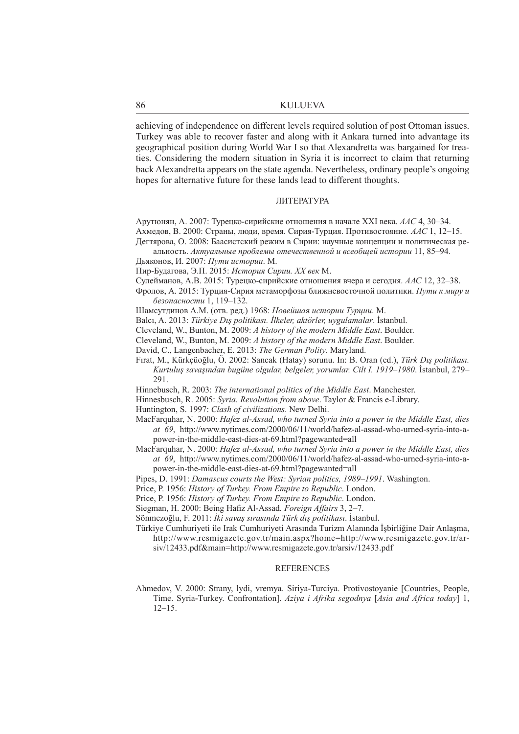achieving of independence on different levels required solution of post Ottoman issues. Turkey was able to recover faster and along with it Ankara turned into advantage its geographical position during World War I so that Alexandretta was bargained for treaties. Considering the modern situation in Syria it is incorrect to claim that returning back Alexandretta appears on the state agenda. Nevertheless, ordinary people's ongoing hopes for alternative future for these lands lead to different thoughts.

## ЛИТЕРАТУРА

Арутюнян, А. 2007: Турецко-сирийские отношения в начале XXI века. *ААС* 4, 30–34.

Ахмедов, В. 2000: Страны, люди, время. Сирия-Турция. Противостояние*. ААС* 1, 12–15.

Дегтярова, О. 2008: Баасистский режим в Сирии: научные концепции и политическая реальность. *Актуальные проблемы отечественной и всеобщей истории* 11, 85–94.

Дьяконов, И. 2007: *Пути истории*. М.

Пир-Будагова, Э.П. 2015: *История Сирии. XX век* М.

Сулейманов, А.В. 2015: Турецко-сирийские отношения вчера и сегодня. *ААС* 12, 32–38.

Фролов, А. 2015: Турция-Сирия метаморфозы ближневосточной политики. *Пути к миру и безопасности* 1, 119–132.

Шамсутдинов А.М. (отв. ред.) 1968: *Новейшая истории Турции*. М.

Balcı, A. 2013: *Türkiye Dış politikası. İlkeler, aktörler, uygulamalar*. İstanbul.

Cleveland, W., Bunton, M. 2009: *A history of the modern Middle East*. Boulder.

Cleveland, W., Bunton, M. 2009: *A history of the modern Middle East*. Boulder.

David, C., Langenbacher, E. 2013: *The German Polity*. Maryland.

Fırat, M., Kürkçüoğlu, Ö. 2002: Sancak (Hatay) sorunu. In: B. Oran (ed.), *Türk Dış politikası. Kurtuluş savaşından bugüne olgular, belgeler, yorumlar. Cilt I. 1919–1980*. İstanbul, 279–291.

Hinnebusch, R. 2003: *The international politics of the Middle East*. Manchester.

Hinnesbusch, R. 2005: *Syria. Revolution from above*. Taylor & Francis e-Library.

Huntington, S. 1997: *Clash of civilizations*. New Delhi.

MacFarquhar, N. 2000: *Hafez al-Assad, who turned Syria into a power in the Middle East, dies at 69*, http://www.nytimes.com/2000/06/11/world/hafez-al-assad-who-urned-syria-into-a-power-in-the-middle-east-dies-at-69.html?pagewanted=all

MacFarquhar, N. 2000: *Hafez al-Assad, who turned Syria into a power in the Middle East, dies at 69*, http://www.nytimes.com/2000/06/11/world/hafez-al-assad-who-urned-syria-into-a-power-in-the-middle-east-dies-at-69.html?pagewanted=all

Pipes, D. 1991: *Damascus courts the West: Syrian politics, 1989–1991*. Washington.

Price, P. 1956: *History of Turkey. From Empire to Republic*. London.

Price, P. 1956: *History of Turkey. From Empire to Republic*. London.

Siegman, H. 2000: Being Hafiz Al-Assad*. Foreign Affairs* 3, 2–7.

Sönmezoğlu, F. 2011: *İki savaş sırasında Türk dış politikası*. İstanbul.

Türkiye Cumhuriyeti ile Irak Cumhuriyeti Arasında Turizm Alanında İşbirliğine Dair Anlaşma, http://www.resmigazete.gov.tr/main.aspx?home=http://www.resmigazete.gov.tr/arsiv/12433.pdf&main=http://www.resmigazete.gov.tr/arsiv/12433.pdf

## REFERENCES

Ahmedov, V. 2000: Strany, lydi, vremya. Siriya-Turciya. Protivostoyanie [Countries, People, Time. Syria-Turkey. Confrontation]. *Aziya i Afrika segodnya* [*Asia and Africa today*] 1, 12–15.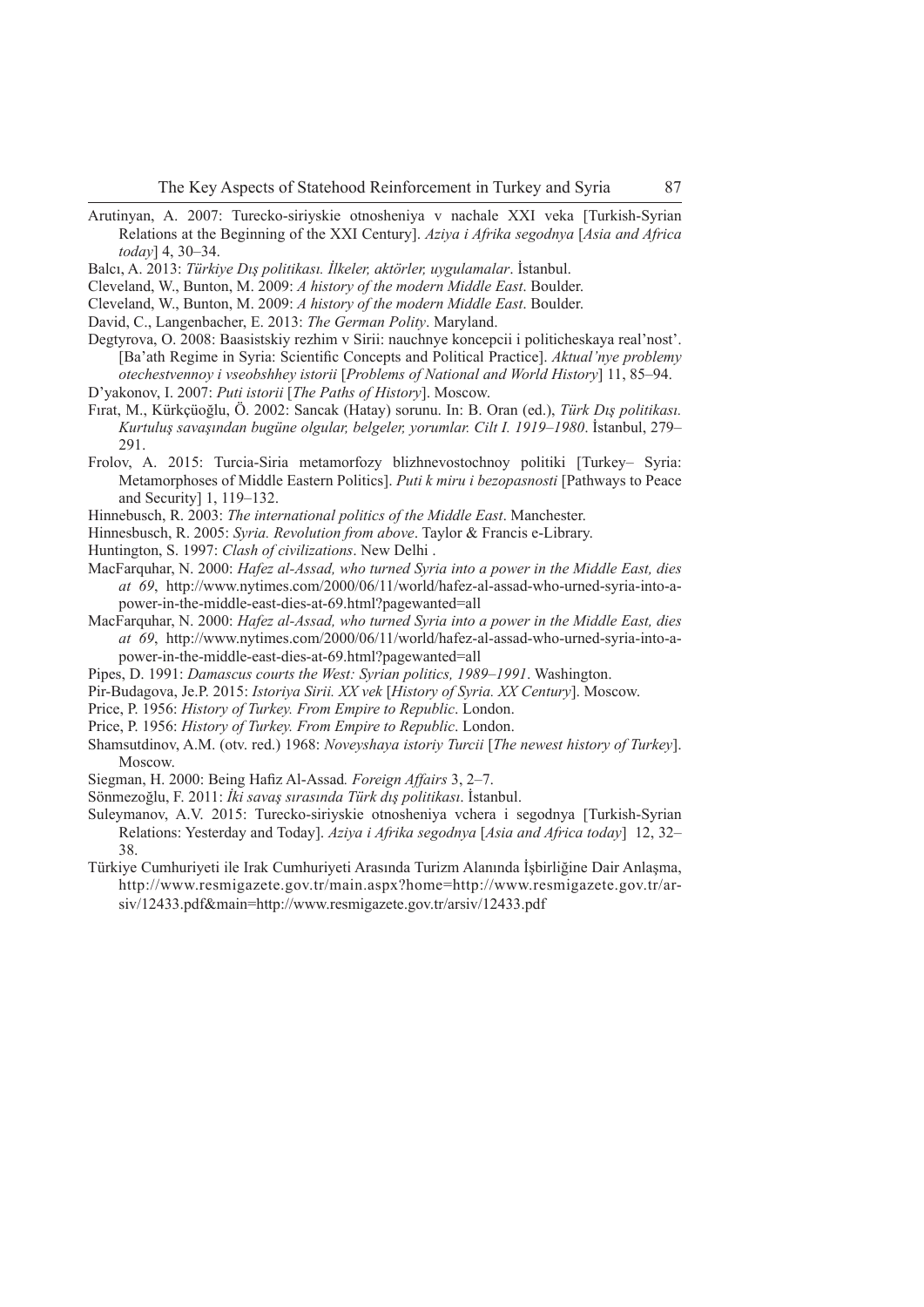Arutinyan, A. 2007: Turecko-siriyskie otnosheniya v nachale XXI veka [Turkish-Syrian Relations at the Beginning of the XXI Century]. *Aziya i Afrika segodnya* [*Asia and Africa today*] 4, 30–34.

Balcı, A. 2013: *Türkiye Dış politikası. İlkeler, aktörler, uygulamalar*. İstanbul.

Cleveland, W., Bunton, M. 2009: *A history of the modern Middle East*. Boulder.

Cleveland, W., Bunton, M. 2009: *A history of the modern Middle East*. Boulder.

David, C., Langenbacher, E. 2013: *The German Polity*. Maryland.

Degtyrova, O. 2008: Baasistskiy rezhim v Sirii: nauchnye koncepcii i politicheskaya real'nost'. [Ba'ath Regime in Syria: Scientific Concepts and Political Practice]. *Aktual'nye problemy otechestvennoy i vseobshhey istorii* [*Problems of National and World History*] 11, 85–94.

D'yakonov, I. 2007: *Puti istorii* [*The Paths of History*]. Moscow.

Fırat, M., Kürkçüoğlu, Ö. 2002: Sancak (Hatay) sorunu. In: B. Oran (ed.), *Türk Dış politikası. Kurtuluş savaşından bugüne olgular, belgeler, yorumlar. Cilt I. 1919–1980*. İstanbul, 279–291.

Frolov, A. 2015: Turcia-Siria metamorfozy blizhnevostochnoy politiki [Turkey– Syria: Metamorphoses of Middle Eastern Politics]. *Puti k miru i bezopasnosti* [Pathways to Peace and Security] 1, 119–132.

Hinnebusch, R. 2003: *The international politics of the Middle East*. Manchester.

Hinnesbusch, R. 2005: *Syria. Revolution from above*. Taylor & Francis e-Library.

Huntington, S. 1997: *Clash of civilizations*. New Delhi .

MacFarquhar, N. 2000: *Hafez al-Assad, who turned Syria into a power in the Middle East, dies at 69*, http://www.nytimes.com/2000/06/11/world/hafez-al-assad-who-urned-syria-into-a-power-in-the-middle-east-dies-at-69.html?pagewanted=all

MacFarquhar, N. 2000: *Hafez al-Assad, who turned Syria into a power in the Middle East, dies at 69*, http://www.nytimes.com/2000/06/11/world/hafez-al-assad-who-urned-syria-into-a-power-in-the-middle-east-dies-at-69.html?pagewanted=all

Pipes, D. 1991: *Damascus courts the West: Syrian politics, 1989–1991*. Washington.

Pir-Budagova, Je.P. 2015: *Istoriya Sirii. XX vek* [*History of Syria. XX Century*]. Moscow.

Price, P. 1956: *History of Turkey. From Empire to Republic*. London.

Price, P. 1956: *History of Turkey. From Empire to Republic*. London.

Shamsutdinov, A.M. (otv. red.) 1968: *Noveyshaya istoriy Turcii* [*The newest history of Turkey*]. Moscow.

Siegman, H. 2000: Being Hafiz Al-Assad*. Foreign Affairs* 3, 2–7.

Sönmezoğlu, F. 2011: *İki savaş sırasında Türk dış politikası*. İstanbul.

Suleymanov, A.V. 2015: Turecko-siriyskie otnosheniya vchera i segodnya [Turkish-Syrian Relations: Yesterday and Today]. *Aziya i Afrika segodnya* [*Asia and Africa today*] 12, 32–38.

Türkiye Cumhuriyeti ile Irak Cumhuriyeti Arasında Turizm Alanında İşbirliğine Dair Anlaşma, http://www.resmigazete.gov.tr/main.aspx?home=http://www.resmigazete.gov.tr/arsiv/12433.pdf&main=http://www.resmigazete.gov.tr/arsiv/12433.pdf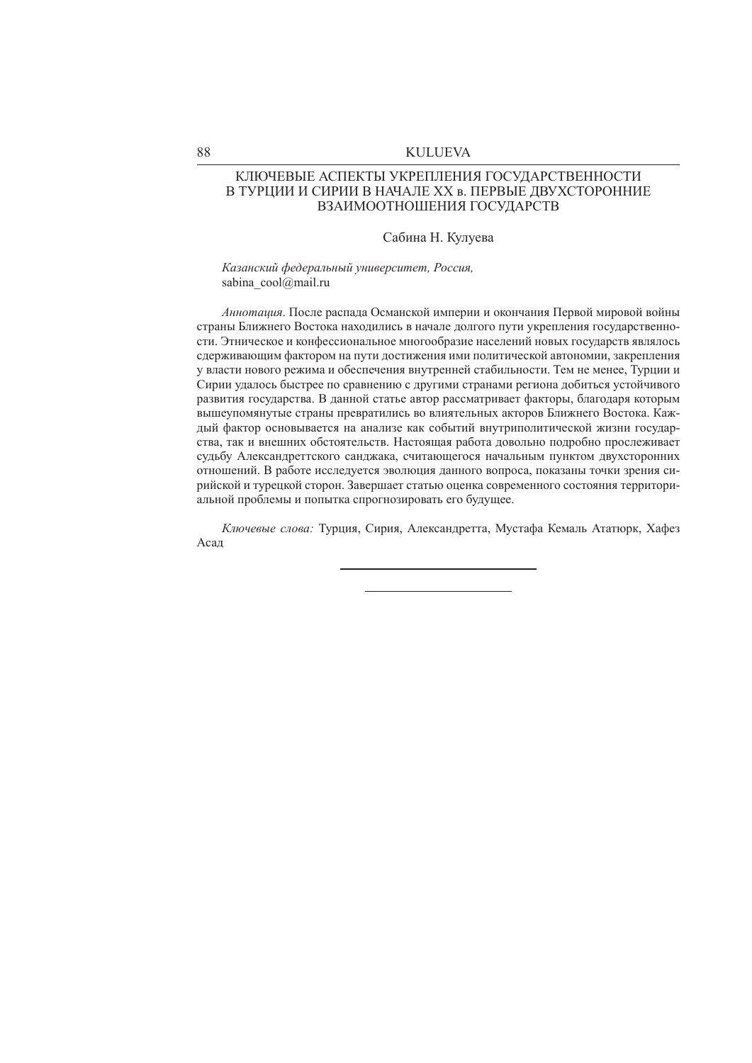# КЛЮЧЕВЫЕ АСПЕКТЫ УКРЕПЛЕНИЯ ГОСУДАРСТВЕННОСТИ В ТУРЦИИ И СИРИИ В НАЧАЛЕ XX в. ПЕРВЫЕ ДВУХСТОРОННИЕ ВЗАИМООТНОШЕНИЯ ГОСУДАРСТВ

Сабина Н. Кулуева

*Казанский федеральный университет, Россия,*
sabina_cool@mail.ru

*Аннотация*. После распада Османской империи и окончания Первой мировой войны страны Ближнего Востока находились в начале долгого пути укрепления государственности. Этническое и конфессиональное многообразие населений новых государств являлось сдерживающим фактором на пути достижения ими политической автономии, закрепления у власти нового режима и обеспечения внутренней стабильности. Тем не менее, Турции и Сирии удалось быстрее по сравнению с другими странами региона добиться устойчивого развития государства. В данной статье автор рассматривает факторы, благодаря которым вышеупомянутые страны превратились во влиятельных акторов Ближнего Востока. Каждый фактор основывается на анализе как событий внутриполитической жизни государства, так и внешних обстоятельств. Настоящая работа довольно подробно прослеживает судьбу Александреттского санджака, считающегося начальным пунктом двухсторонних отношений. В работе исследуется эволюция данного вопроса, показаны точки зрения сирийской и турецкой сторон. Завершает статью оценка современного состояния территориальной проблемы и попытка спрогнозировать его будущее.

*Ключевые слова:* Турция, Сирия, Александретта, Мустафа Кемаль Ататюрк, Хафез Асад